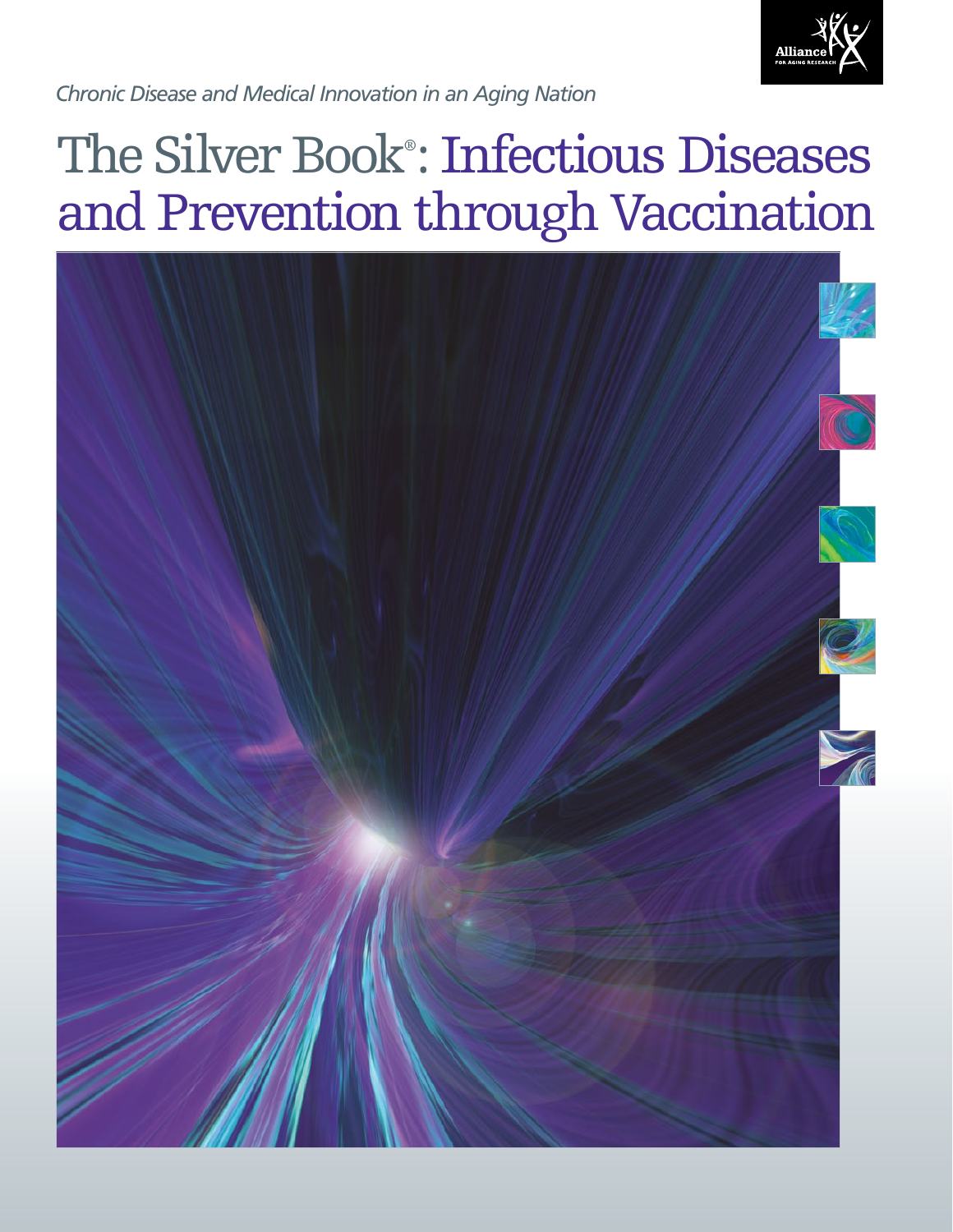*Chronic Disease and Medical Innovation in an Aging Nation*

# The Silver Book®: Infectious Diseases and Prevention through Vaccination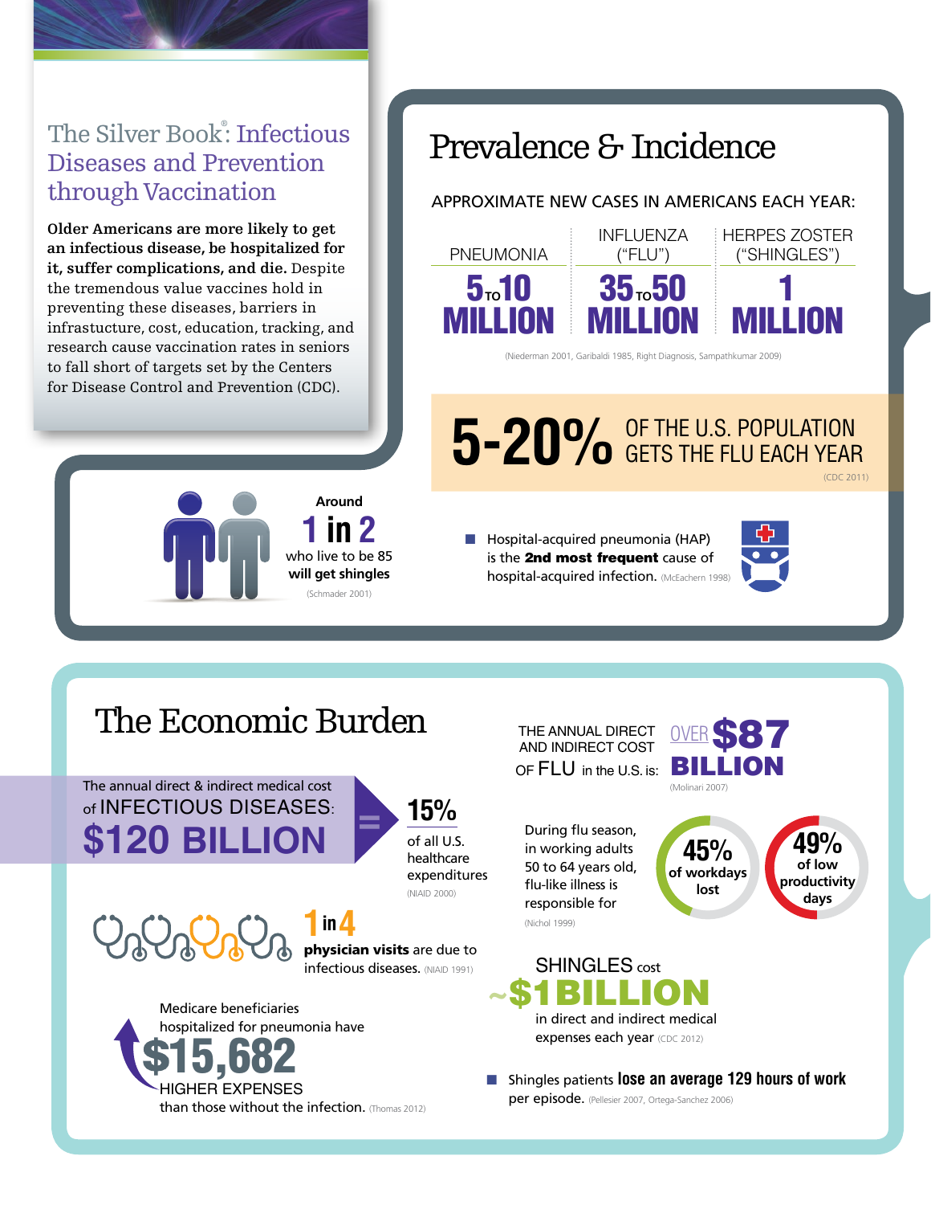## The Silver Book®: Infectious Diseases and Prevention through Vaccination

**Older Americans are more likely to get an infectious disease, be hospitalized for it, suffer complications, and die.** Despite the tremendous value vaccines hold in preventing these diseases, barriers in infrastucture, cost, education, tracking, and research cause vaccination rates in seniors to fall short of targets set by the Centers for Disease Control and Prevention (CDC).

# Prevalence & Incidence

APPROXIMATE NEW CASES IN AMERICANS EACH YEAR:

| PNEUMONIA | INFLUENZA ("FLU") | HERPES ZOSTER ("SHINGLES") |
|---|---|---|
| **5 TO 10 MILLION** | **35 TO 50 MILLION** | **1 MILLION** |

(Niederman 2001, Garibaldi 1985, Right Diagnosis, Sampathkumar 2009)

**5-20%** OF THE U.S. POPULATION GETS THE FLU EACH YEAR (CDC 2011)

Around **1 in 2** who live to be 85 **will get shingles** (Schmader 2001)

- Hospital-acquired pneumonia (HAP) is the **2nd most frequent** cause of hospital-acquired infection. (McEachern 1998)

# The Economic Burden

The annual direct & indirect medical cost of INFECTIOUS DISEASES: **$120 BILLION** = **15%** of all U.S. healthcare expenditures (NIAID 2000)

**1 in 4** **physician visits** are due to infectious diseases. (NIAID 1991)

Medicare beneficiaries hospitalized for pneumonia have **$15,682** HIGHER EXPENSES than those without the infection. (Thomas 2012)

THE ANNUAL DIRECT AND INDIRECT COST OF FLU in the U.S. is: OVER **$87 BILLION** (Molinari 2007)

During flu season, in working adults 50 to 64 years old, flu-like illness is responsible for (Nichol 1999)

- **45%** of workdays lost
- **49%** of low productivity days

SHINGLES cost **~$1 BILLION** in direct and indirect medical expenses each year (CDC 2012)

- Shingles patients **lose an average 129 hours of work** per episode. (Pellesier 2007, Ortega-Sanchez 2006)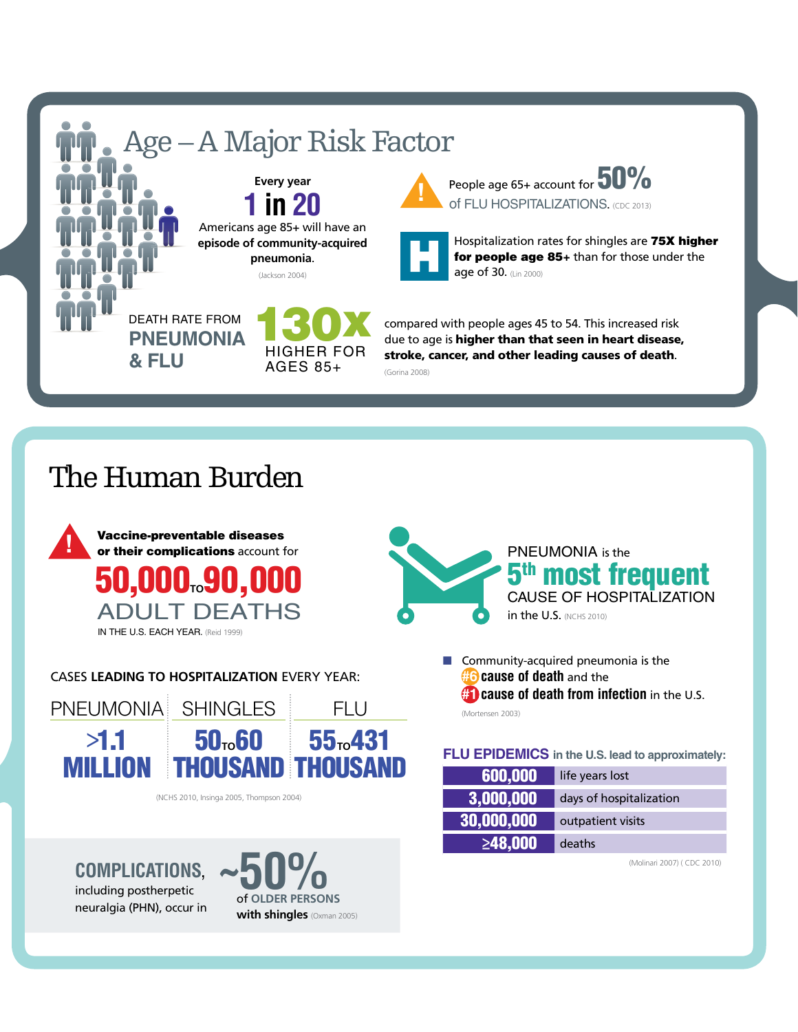## Age – A Major Risk Factor

Every year **1 in 20** Americans age 85+ will have an **episode of community-acquired pneumonia**. (Jackson 2004)

People age 65+ account for **50%** of FLU HOSPITALIZATIONS. (CDC 2013)

Hospitalization rates for shingles are **75X higher for people age 85+** than for those under the age of 30. (Lin 2000)

DEATH RATE FROM **PNEUMONIA & FLU** **130x** HIGHER FOR AGES 85+ compared with people ages 45 to 54. This increased risk due to age is **higher than that seen in heart disease, stroke, cancer, and other leading causes of death**. (Gorina 2008)

## The Human Burden

**Vaccine-preventable diseases or their complications** account for **50,000 TO 90,000** ADULT DEATHS IN THE U.S. EACH YEAR. (Reid 1999)

PNEUMONIA is the **5th most frequent** CAUSE OF HOSPITALIZATION in the U.S. (NCHS 2010)

CASES **LEADING TO HOSPITALIZATION** EVERY YEAR:

| PNEUMONIA | SHINGLES | FLU |
|---|---|---|
| >1.1 MILLION | 50 TO 60 THOUSAND | 55 TO 431 THOUSAND |

(NCHS 2010, Insinga 2005, Thompson 2004)

- Community-acquired pneumonia is the **#6 cause of death** and the **#1 cause of death from infection** in the U.S. (Mortensen 2003)

**FLU EPIDEMICS** in the U.S. lead to approximately:

| | |
|---|---|
| 600,000 | life years lost |
| 3,000,000 | days of hospitalization |
| 30,000,000 | outpatient visits |
| ≥48,000 | deaths |

(Molinari 2007) ( CDC 2010)

**COMPLICATIONS,** including postherpetic neuralgia (PHN), occur in **~50%** of OLDER PERSONS **with shingles** (Oxman 2005)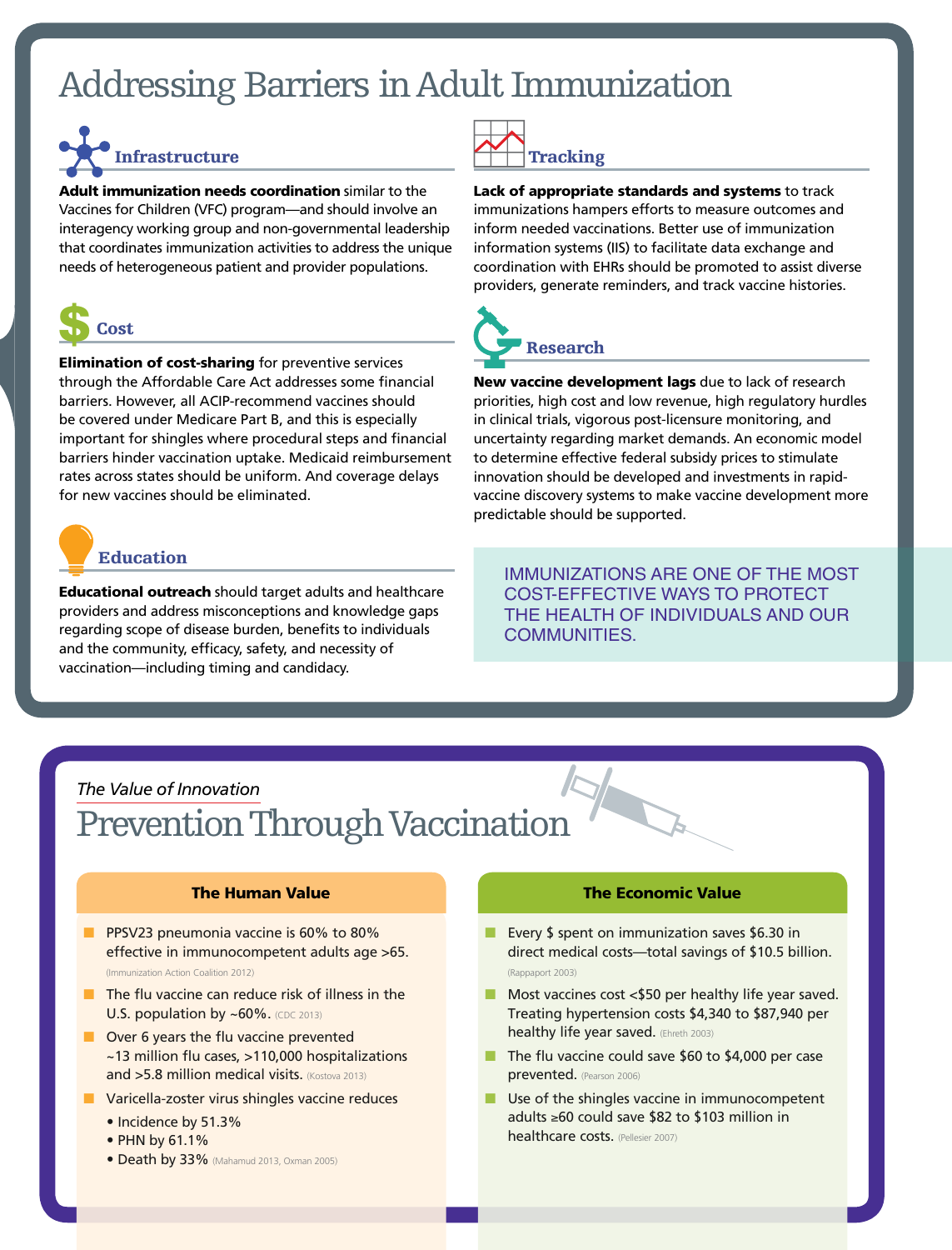# Addressing Barriers in Adult Immunization

### Infrastructure

**Adult immunization needs coordination** similar to the Vaccines for Children (VFC) program—and should involve an interagency working group and non-governmental leadership that coordinates immunization activities to address the unique needs of heterogeneous patient and provider populations.

### Cost

**Elimination of cost-sharing** for preventive services through the Affordable Care Act addresses some financial barriers. However, all ACIP-recommend vaccines should be covered under Medicare Part B, and this is especially important for shingles where procedural steps and financial barriers hinder vaccination uptake. Medicaid reimbursement rates across states should be uniform. And coverage delays for new vaccines should be eliminated.

### Education

**Educational outreach** should target adults and healthcare providers and address misconceptions and knowledge gaps regarding scope of disease burden, benefits to individuals and the community, efficacy, safety, and necessity of vaccination—including timing and candidacy.

### Tracking

**Lack of appropriate standards and systems** to track immunizations hampers efforts to measure outcomes and inform needed vaccinations. Better use of immunization information systems (IIS) to facilitate data exchange and coordination with EHRs should be promoted to assist diverse providers, generate reminders, and track vaccine histories.

### Research

**New vaccine development lags** due to lack of research priorities, high cost and low revenue, high regulatory hurdles in clinical trials, vigorous post-licensure monitoring, and uncertainty regarding market demands. An economic model to determine effective federal subsidy prices to stimulate innovation should be developed and investments in rapid-vaccine discovery systems to make vaccine development more predictable should be supported.

IMMUNIZATIONS ARE ONE OF THE MOST COST-EFFECTIVE WAYS TO PROTECT THE HEALTH OF INDIVIDUALS AND OUR COMMUNITIES.

*The Value of Innovation*

# Prevention Through Vaccination

### The Human Value

- PPSV23 pneumonia vaccine is 60% to 80% effective in immunocompetent adults age >65. (Immunization Action Coalition 2012)
- The flu vaccine can reduce risk of illness in the U.S. population by ~60%. (CDC 2013)
- Over 6 years the flu vaccine prevented ~13 million flu cases, >110,000 hospitalizations and >5.8 million medical visits. (Kostova 2013)
- Varicella-zoster virus shingles vaccine reduces
  - Incidence by 51.3%
  - PHN by 61.1%
  - Death by 33% (Mahamud 2013, Oxman 2005)

### The Economic Value

- Every $ spent on immunization saves $6.30 in direct medical costs—total savings of $10.5 billion. (Rappaport 2003)
- Most vaccines cost <$50 per healthy life year saved. Treating hypertension costs $4,340 to $87,940 per healthy life year saved. (Ehreth 2003)
- The flu vaccine could save $60 to $4,000 per case prevented. (Pearson 2006)
- Use of the shingles vaccine in immunocompetent adults ≥60 could save $82 to $103 million in healthcare costs. (Pellesier 2007)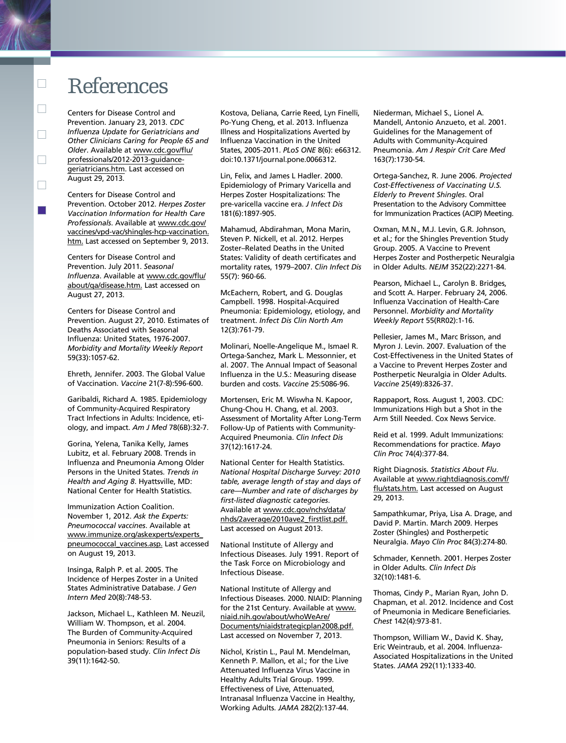# References

Centers for Disease Control and Prevention. January 23, 2013. *CDC Influenza Update for Geriatricians and Other Clinicians Caring for People 65 and Older*. Available at www.cdc.gov/flu/professionals/2012-2013-guidance-geriatricians.htm. Last accessed on August 29, 2013.

Centers for Disease Control and Prevention. October 2012. *Herpes Zoster Vaccination Information for Health Care Professionals*. Available at www.cdc.gov/vaccines/vpd-vac/shingles-hcp-vaccination.htm. Last accessed on September 9, 2013.

Centers for Disease Control and Prevention. July 2011. *Seasonal Influenza*. Available at www.cdc.gov/flu/about/qa/disease.htm. Last accessed on August 27, 2013.

Centers for Disease Control and Prevention. August 27, 2010. Estimates of Deaths Associated with Seasonal Influenza: United States, 1976-2007. *Morbidity and Mortality Weekly Report* 59(33):1057-62.

Ehreth, Jennifer. 2003. The Global Value of Vaccination. *Vaccine* 21(7-8):596-600.

Garibaldi, Richard A. 1985. Epidemiology of Community-Acquired Respiratory Tract Infections in Adults: Incidence, etiology, and impact. *Am J Med* 78(6B):32-7.

Gorina, Yelena, Tanika Kelly, James Lubitz, et al. February 2008. Trends in Influenza and Pneumonia Among Older Persons in the United States. *Trends in Health and Aging 8*. Hyattsville, MD: National Center for Health Statistics.

Immunization Action Coalition. November 1, 2012. *Ask the Experts: Pneumococcal vaccines*. Available at www.immunize.org/askexperts/experts_pneumococcal_vaccines.asp. Last accessed on August 19, 2013.

Insinga, Ralph P. et al. 2005. The Incidence of Herpes Zoster in a United States Administrative Database. *J Gen Intern Med* 20(8):748-53.

Jackson, Michael L., Kathleen M. Neuzil, William W. Thompson, et al. 2004. The Burden of Community-Acquired Pneumonia in Seniors: Results of a population-based study. *Clin Infect Dis* 39(11):1642-50.

Kostova, Deliana, Carrie Reed, Lyn Finelli, Po-Yung Cheng, et al. 2013. Influenza Illness and Hospitalizations Averted by Influenza Vaccination in the United States, 2005-2011. *PLoS ONE* 8(6): e66312. doi:10.1371/journal.pone.0066312.

Lin, Felix, and James L Hadler. 2000. Epidemiology of Primary Varicella and Herpes Zoster Hospitalizations: The pre-varicella vaccine era. *J Infect Dis* 181(6):1897-905.

Mahamud, Abdirahman, Mona Marin, Steven P. Nickell, et al. 2012. Herpes Zoster–Related Deaths in the United States: Validity of death certificates and mortality rates, 1979–2007. *Clin Infect Dis* 55(7): 960-66.

McEachern, Robert, and G. Douglas Campbell. 1998. Hospital-Acquired Pneumonia: Epidemiology, etiology, and treatment. *Infect Dis Clin North Am* 12(3):761-79.

Molinari, Noelle-Angelique M., Ismael R. Ortega-Sanchez, Mark L. Messonnier, et al. 2007. The Annual Impact of Seasonal Influenza in the U.S.: Measuring disease burden and costs. *Vaccine* 25:5086-96.

Mortensen, Eric M. Wiswha N. Kapoor, Chung-Chou H. Chang, et al. 2003. Assessment of Mortality After Long-Term Follow-Up of Patients with Community-Acquired Pneumonia. *Clin Infect Dis* 37(12):1617-24.

National Center for Health Statistics. *National Hospital Discharge Survey: 2010 table, average length of stay and days of care—Number and rate of discharges by first-listed diagnostic categories*. Available at www.cdc.gov/nchs/data/nhds/2average/2010ave2_firstlist.pdf. Last accessed on August 2013.

National Institute of Allergy and Infectious Diseases. July 1991. Report of the Task Force on Microbiology and Infectious Disease.

National Institute of Allergy and Infectious Diseases. 2000. NIAID: Planning for the 21st Century. Available at www.niaid.nih.gov/about/whoWeAre/Documents/niaidstrategicplan2008.pdf. Last accessed on November 7, 2013.

Nichol, Kristin L., Paul M. Mendelman, Kenneth P. Mallon, et al.; for the Live Attenuated Influenza Virus Vaccine in Healthy Adults Trial Group. 1999. Effectiveness of Live, Attenuated, Intranasal Influenza Vaccine in Healthy, Working Adults. *JAMA* 282(2):137-44.

Niederman, Michael S., Lionel A. Mandell, Antonio Anzueto, et al. 2001. Guidelines for the Management of Adults with Community-Acquired Pneumonia. *Am J Respir Crit Care Med* 163(7):1730-54.

Ortega-Sanchez, R. June 2006. *Projected Cost-Effectiveness of Vaccinating U.S. Elderly to Prevent Shingles*. Oral Presentation to the Advisory Committee for Immunization Practices (ACIP) Meeting.

Oxman, M.N., M.J. Levin, G.R. Johnson, et al.; for the Shingles Prevention Study Group. 2005. A Vaccine to Prevent Herpes Zoster and Postherpetic Neuralgia in Older Adults. *NEJM* 352(22):2271-84.

Pearson, Michael L., Carolyn B. Bridges, and Scott A. Harper. February 24, 2006. Influenza Vaccination of Health-Care Personnel. *Morbidity and Mortality Weekly Report* 55(RR02):1-16.

Pellesier, James M., Marc Brisson, and Myron J. Levin. 2007. Evaluation of the Cost-Effectiveness in the United States of a Vaccine to Prevent Herpes Zoster and Postherpetic Neuralgia in Older Adults. *Vaccine* 25(49):8326-37.

Rappaport, Ross. August 1, 2003. CDC: Immunizations High but a Shot in the Arm Still Needed. Cox News Service.

Reid et al. 1999. Adult Immunizations: Recommendations for practice. *Mayo Clin Proc* 74(4):377-84.

Right Diagnosis. *Statistics About Flu*. Available at www.rightdiagnosis.com/f/flu/stats.htm. Last accessed on August 29, 2013.

Sampathkumar, Priya, Lisa A. Drage, and David P. Martin. March 2009. Herpes Zoster (Shingles) and Postherpetic Neuralgia. *Mayo Clin Proc* 84(3):274-80.

Schmader, Kenneth. 2001. Herpes Zoster in Older Adults. *Clin Infect Dis* 32(10):1481-6.

Thomas, Cindy P., Marian Ryan, John D. Chapman, et al. 2012. Incidence and Cost of Pneumonia in Medicare Beneficiaries. *Chest* 142(4):973-81.

Thompson, William W., David K. Shay, Eric Weintraub, et al. 2004. Influenza-Associated Hospitalizations in the United States. *JAMA* 292(11):1333-40.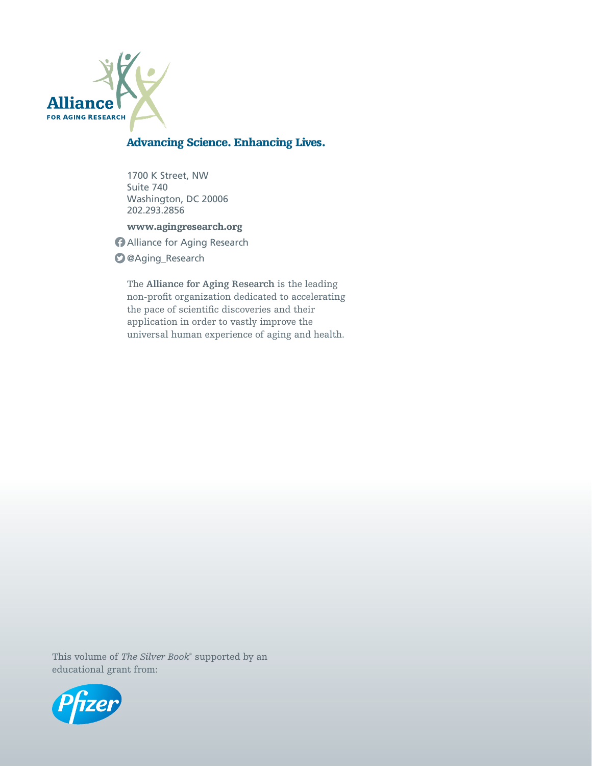**Alliance**
FOR AGING RESEARCH

**Advancing Science. Enhancing Lives.**

1700 K Street, NW
Suite 740
Washington, DC 20006
202.293.2856

**www.agingresearch.org**

Alliance for Aging Research

@Aging_Research

The **Alliance for Aging Research** is the leading non-profit organization dedicated to accelerating the pace of scientific discoveries and their application in order to vastly improve the universal human experience of aging and health.

This volume of *The Silver Book*® supported by an educational grant from:

Pfizer